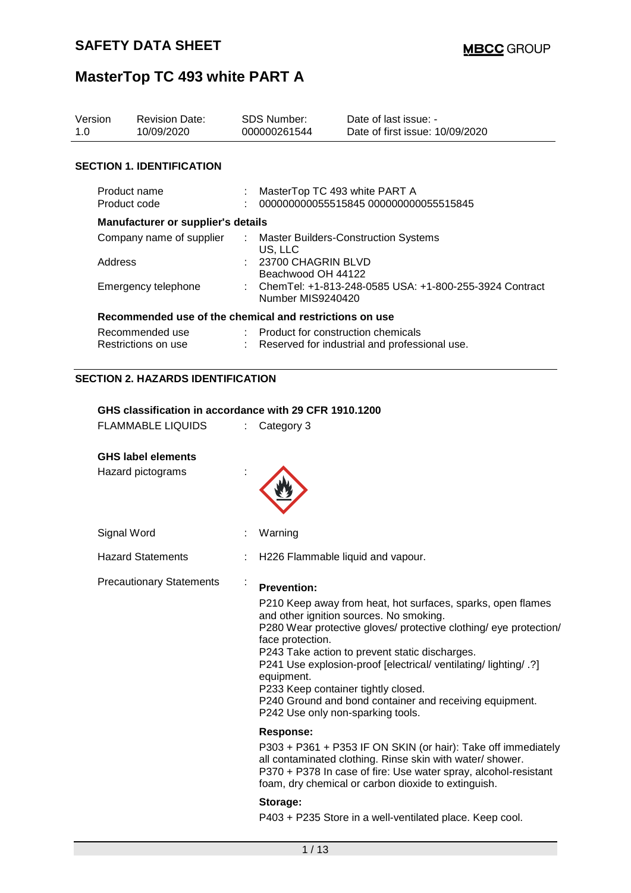# SAFETY DATA SHEET

**MBCC GROUP**

# MasterTop TC 493 white PART A

| Version | Revision Date: | SDS Number: | Date of last issue: - |
|---|---|---|---|
| 1.0 | 10/09/2020 | 000000261544 | Date of first issue: 10/09/2020 |

## SECTION 1. IDENTIFICATION

Product name : MasterTop TC 493 white PART A
Product code : 000000000055515845 000000000055515845

### Manufacturer or supplier's details

Company name of supplier : Master Builders-Construction Systems US, LLC
Address : 23700 CHAGRIN BLVD Beachwood OH 44122
Emergency telephone : ChemTel: +1-813-248-0585 USA: +1-800-255-3924 Contract Number MIS9240420

### Recommended use of the chemical and restrictions on use

Recommended use : Product for construction chemicals
Restrictions on use : Reserved for industrial and professional use.

## SECTION 2. HAZARDS IDENTIFICATION

### GHS classification in accordance with 29 CFR 1910.1200

FLAMMABLE LIQUIDS : Category 3

### GHS label elements

Hazard pictograms :

Signal Word : Warning

Hazard Statements : H226 Flammable liquid and vapour.

Precautionary Statements :

**Prevention:**

P210 Keep away from heat, hot surfaces, sparks, open flames and other ignition sources. No smoking.
P280 Wear protective gloves/ protective clothing/ eye protection/ face protection.
P243 Take action to prevent static discharges.
P241 Use explosion-proof [electrical/ ventilating/ lighting/ .?] equipment.
P233 Keep container tightly closed.
P240 Ground and bond container and receiving equipment.
P242 Use only non-sparking tools.

**Response:**

P303 + P361 + P353 IF ON SKIN (or hair): Take off immediately all contaminated clothing. Rinse skin with water/ shower.
P370 + P378 In case of fire: Use water spray, alcohol-resistant foam, dry chemical or carbon dioxide to extinguish.

**Storage:**

P403 + P235 Store in a well-ventilated place. Keep cool.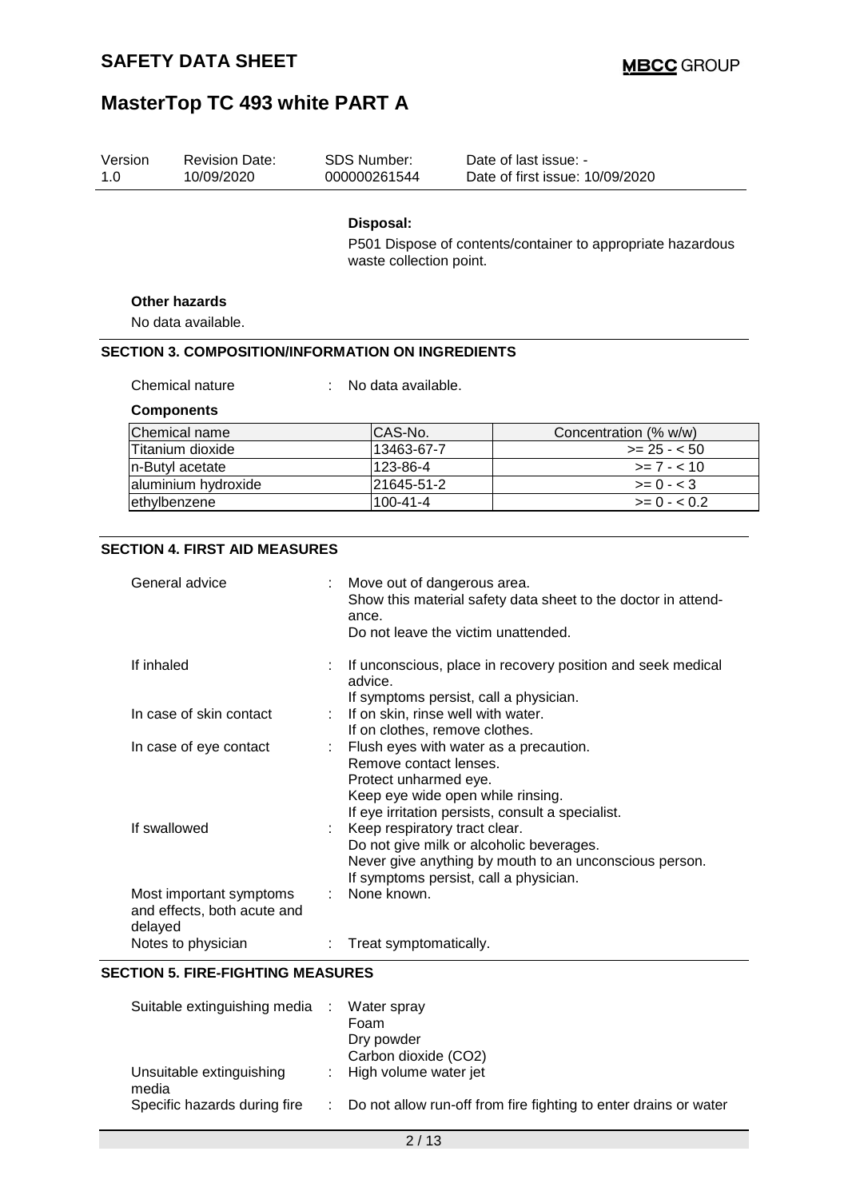**Disposal:**

P501 Dispose of contents/container to appropriate hazardous waste collection point.

**Other hazards**

No data available.

## SECTION 3. COMPOSITION/INFORMATION ON INGREDIENTS

Chemical nature : No data available.

**Components**

| Chemical name | CAS-No. | Concentration (% w/w) |
|---|---|---|
| Titanium dioxide | 13463-67-7 | >= 25 - < 50 |
| n-Butyl acetate | 123-86-4 | >= 7 - < 10 |
| aluminium hydroxide | 21645-51-2 | >= 0 - < 3 |
| ethylbenzene | 100-41-4 | >= 0 - < 0.2 |

## SECTION 4. FIRST AID MEASURES

| | |
|---|---|
| General advice | : Move out of dangerous area.<br>Show this material safety data sheet to the doctor in attendance.<br>Do not leave the victim unattended. |
| If inhaled | : If unconscious, place in recovery position and seek medical advice.<br>If symptoms persist, call a physician. |
| In case of skin contact | : If on skin, rinse well with water.<br>If on clothes, remove clothes. |
| In case of eye contact | : Flush eyes with water as a precaution.<br>Remove contact lenses.<br>Protect unharmed eye.<br>Keep eye wide open while rinsing.<br>If eye irritation persists, consult a specialist. |
| If swallowed | : Keep respiratory tract clear.<br>Do not give milk or alcoholic beverages.<br>Never give anything by mouth to an unconscious person.<br>If symptoms persist, call a physician. |
| Most important symptoms and effects, both acute and delayed | : None known. |
| Notes to physician | : Treat symptomatically. |

## SECTION 5. FIRE-FIGHTING MEASURES

| | |
|---|---|
| Suitable extinguishing media | : Water spray<br>Foam<br>Dry powder<br>Carbon dioxide ($CO_2$) |
| Unsuitable extinguishing media | : High volume water jet |
| Specific hazards during fire | : Do not allow run-off from fire fighting to enter drains or water |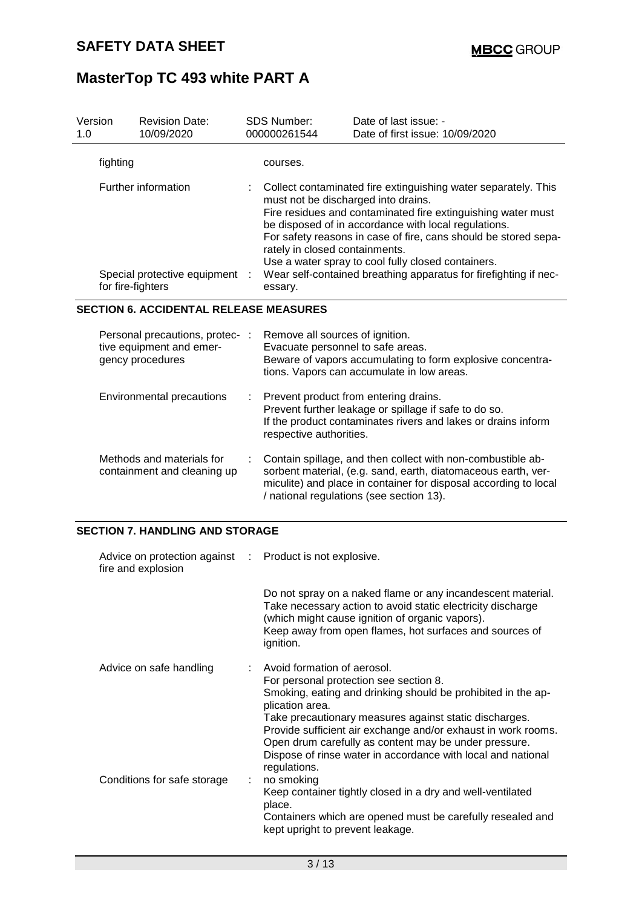| | | |
|---|---|---|
| fighting | | courses. |
| Further information | : | Collect contaminated fire extinguishing water separately. This must not be discharged into drains.<br>Fire residues and contaminated fire extinguishing water must be disposed of in accordance with local regulations.<br>For safety reasons in case of fire, cans should be stored separately in closed containments.<br>Use a water spray to cool fully closed containers. |
| Special protective equipment for fire-fighters | : | Wear self-contained breathing apparatus for firefighting if necessary. |

## SECTION 6. ACCIDENTAL RELEASE MEASURES

| | | |
|---|---|---|
| Personal precautions, protective equipment and emergency procedures | : | Remove all sources of ignition.<br>Evacuate personnel to safe areas.<br>Beware of vapors accumulating to form explosive concentrations. Vapors can accumulate in low areas. |
| Environmental precautions | : | Prevent product from entering drains.<br>Prevent further leakage or spillage if safe to do so.<br>If the product contaminates rivers and lakes or drains inform respective authorities. |
| Methods and materials for containment and cleaning up | : | Contain spillage, and then collect with non-combustible absorbent material, (e.g. sand, earth, diatomaceous earth, vermiculite) and place in container for disposal according to local / national regulations (see section 13). |

## SECTION 7. HANDLING AND STORAGE

| | | |
|---|---|---|
| Advice on protection against fire and explosion | : | Product is not explosive.<br><br>Do not spray on a naked flame or any incandescent material.<br>Take necessary action to avoid static electricity discharge (which might cause ignition of organic vapors).<br>Keep away from open flames, hot surfaces and sources of ignition. |
| Advice on safe handling | : | Avoid formation of aerosol.<br>For personal protection see section 8.<br>Smoking, eating and drinking should be prohibited in the application area.<br>Take precautionary measures against static discharges.<br>Provide sufficient air exchange and/or exhaust in work rooms.<br>Open drum carefully as content may be under pressure.<br>Dispose of rinse water in accordance with local and national regulations. |
| Conditions for safe storage | : | no smoking<br>Keep container tightly closed in a dry and well-ventilated place.<br>Containers which are opened must be carefully resealed and kept upright to prevent leakage. |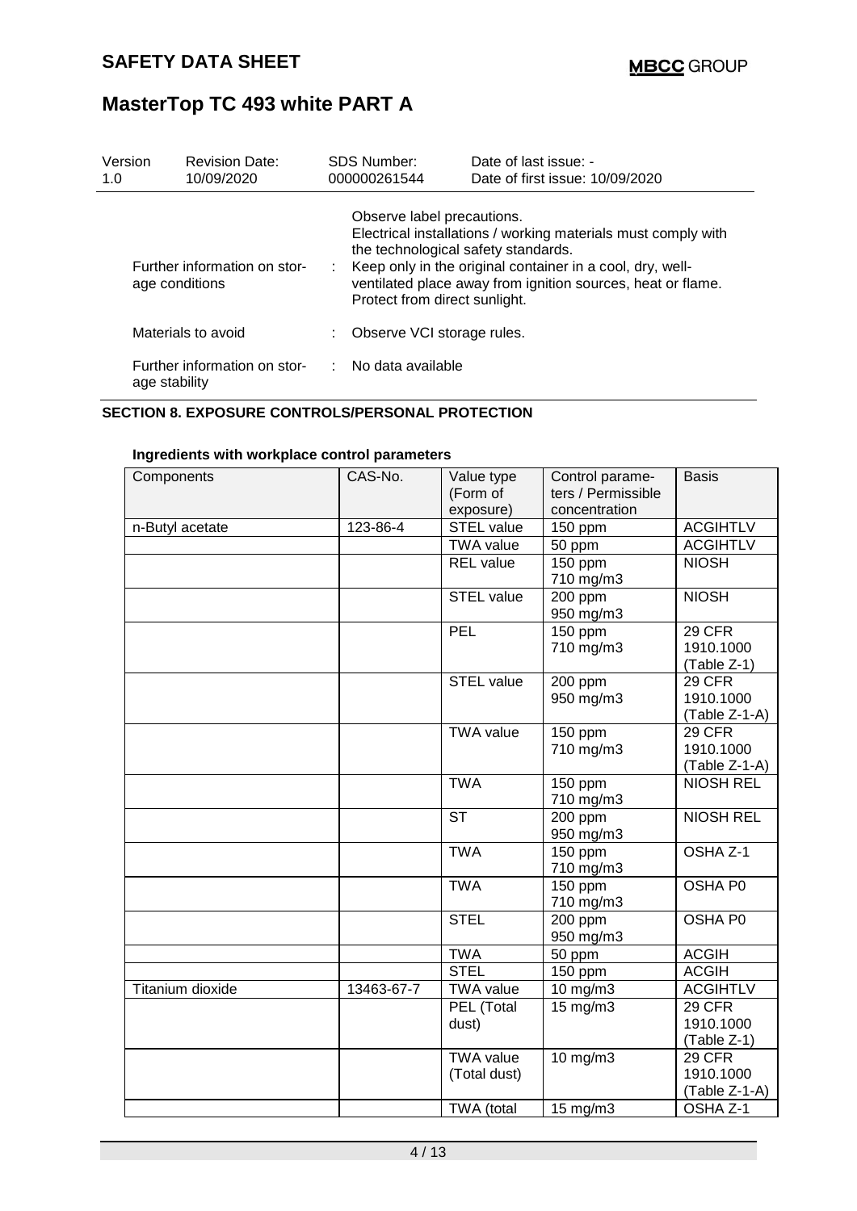| Version 1.0 | Revision Date: 10/09/2020 | SDS Number: 000000261544 | Date of last issue: - Date of first issue: 10/09/2020 |
|---|---|---|---|

Observe label precautions.
Electrical installations / working materials must comply with the technological safety standards.

Further information on storage conditions : Keep only in the original container in a cool, dry, well-ventilated place away from ignition sources, heat or flame. Protect from direct sunlight.

Materials to avoid : Observe VCI storage rules.

Further information on storage stability : No data available

## SECTION 8. EXPOSURE CONTROLS/PERSONAL PROTECTION

**Ingredients with workplace control parameters**

| Components | CAS-No. | Value type (Form of exposure) | Control parameters / Permissible concentration | Basis |
|---|---|---|---|---|
| n-Butyl acetate | 123-86-4 | STEL value | 150 ppm | ACGIHTLV |
| | | TWA value | 50 ppm | ACGIHTLV |
| | | REL value | 150 ppm 710 mg/m3 | NIOSH |
| | | STEL value | 200 ppm 950 mg/m3 | NIOSH |
| | | PEL | 150 ppm 710 mg/m3 | 29 CFR 1910.1000 (Table Z-1) |
| | | STEL value | 200 ppm 950 mg/m3 | 29 CFR 1910.1000 (Table Z-1-A) |
| | | TWA value | 150 ppm 710 mg/m3 | 29 CFR 1910.1000 (Table Z-1-A) |
| | | TWA | 150 ppm 710 mg/m3 | NIOSH REL |
| | | ST | 200 ppm 950 mg/m3 | NIOSH REL |
| | | TWA | 150 ppm 710 mg/m3 | OSHA Z-1 |
| | | TWA | 150 ppm 710 mg/m3 | OSHA P0 |
| | | STEL | 200 ppm 950 mg/m3 | OSHA P0 |
| | | TWA | 50 ppm | ACGIH |
| | | STEL | 150 ppm | ACGIH |
| Titanium dioxide | 13463-67-7 | TWA value | 10 mg/m3 | ACGIHTLV |
| | | PEL (Total dust) | 15 mg/m3 | 29 CFR 1910.1000 (Table Z-1) |
| | | TWA value (Total dust) | 10 mg/m3 | 29 CFR 1910.1000 (Table Z-1-A) |
| | | TWA (total | 15 mg/m3 | OSHA Z-1 |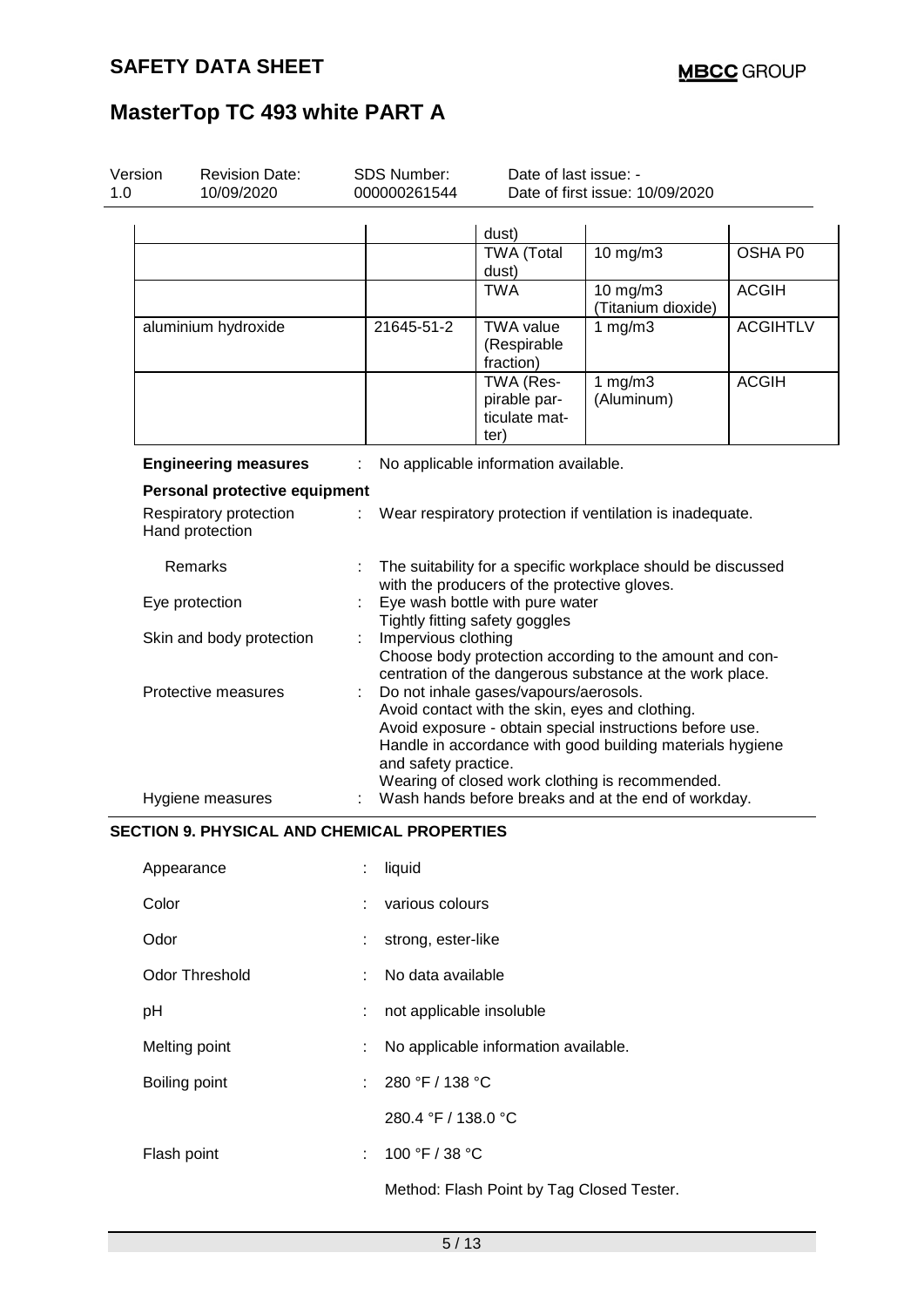| | | dust) | | |
|---|---|---|---|---|
| | | TWA (Total dust) | 10 mg/m3 | OSHA P0 |
| | | TWA | 10 mg/m3 (Titanium dioxide) | ACGIH |
| aluminium hydroxide | 21645-51-2 | TWA value (Respirable fraction) | 1 mg/m3 | ACGIHTLV |
| | | TWA (Respirable particulate matter) | 1 mg/m3 (Aluminum) | ACGIH |

**Engineering measures** : No applicable information available.

**Personal protective equipment**

Respiratory protection : Wear respiratory protection if ventilation is inadequate.

Hand protection

Remarks : The suitability for a specific workplace should be discussed with the producers of the protective gloves.

Eye protection : Eye wash bottle with pure water
Tightly fitting safety goggles

Skin and body protection : Impervious clothing
Choose body protection according to the amount and concentration of the dangerous substance at the work place.

Protective measures : Do not inhale gases/vapours/aerosols.
Avoid contact with the skin, eyes and clothing.
Avoid exposure - obtain special instructions before use.
Handle in accordance with good building materials hygiene and safety practice.
Wearing of closed work clothing is recommended.

Hygiene measures : Wash hands before breaks and at the end of workday.

## SECTION 9. PHYSICAL AND CHEMICAL PROPERTIES

Appearance : liquid

Color : various colours

Odor : strong, ester-like

Odor Threshold : No data available

pH : not applicable insoluble

Melting point : No applicable information available.

Boiling point : 280 °F / 138 °C

280.4 °F / 138.0 °C

Flash point : 100 °F / 38 °C

Method: Flash Point by Tag Closed Tester.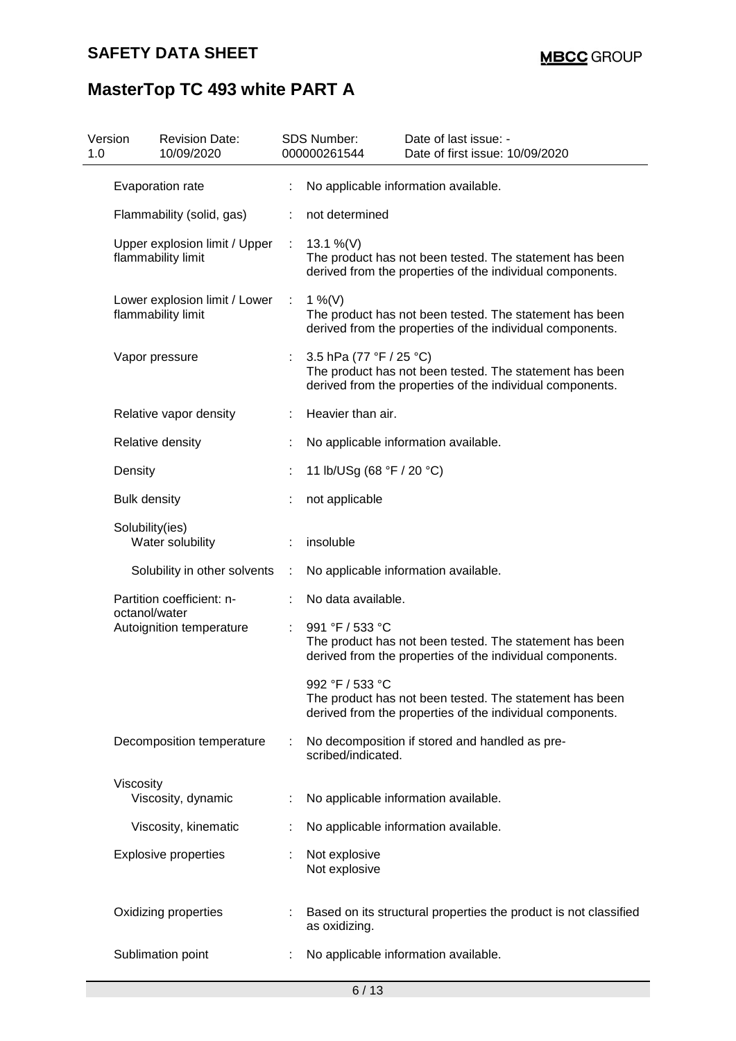| Version 1.0 | Revision Date: 10/09/2020 | SDS Number: 000000261544 | Date of last issue: - Date of first issue: 10/09/2020 |
|---|---|---|---|

| Property | | Value |
|---|---|---|
| Evaporation rate | : | No applicable information available. |
| Flammability (solid, gas) | : | not determined |
| Upper explosion limit / Upper flammability limit | : | 13.1 %(V) The product has not been tested. The statement has been derived from the properties of the individual components. |
| Lower explosion limit / Lower flammability limit | : | 1 %(V) The product has not been tested. The statement has been derived from the properties of the individual components. |
| Vapor pressure | : | 3.5 hPa (77 °F / 25 °C) The product has not been tested. The statement has been derived from the properties of the individual components. |
| Relative vapor density | : | Heavier than air. |
| Relative density | : | No applicable information available. |
| Density | : | 11 lb/USg (68 °F / 20 °C) |
| Bulk density | : | not applicable |
| Solubility(ies) | | |
| Water solubility | : | insoluble |
| Solubility in other solvents | : | No applicable information available. |
| Partition coefficient: n-octanol/water | : | No data available. |
| Autoignition temperature | : | 991 °F / 533 °C The product has not been tested. The statement has been derived from the properties of the individual components. |
| | | 992 °F / 533 °C The product has not been tested. The statement has been derived from the properties of the individual components. |
| Decomposition temperature | : | No decomposition if stored and handled as pre-scribed/indicated. |
| Viscosity | | |
| Viscosity, dynamic | : | No applicable information available. |
| Viscosity, kinematic | : | No applicable information available. |
| Explosive properties | : | Not explosive Not explosive |
| Oxidizing properties | : | Based on its structural properties the product is not classified as oxidizing. |
| Sublimation point | : | No applicable information available. |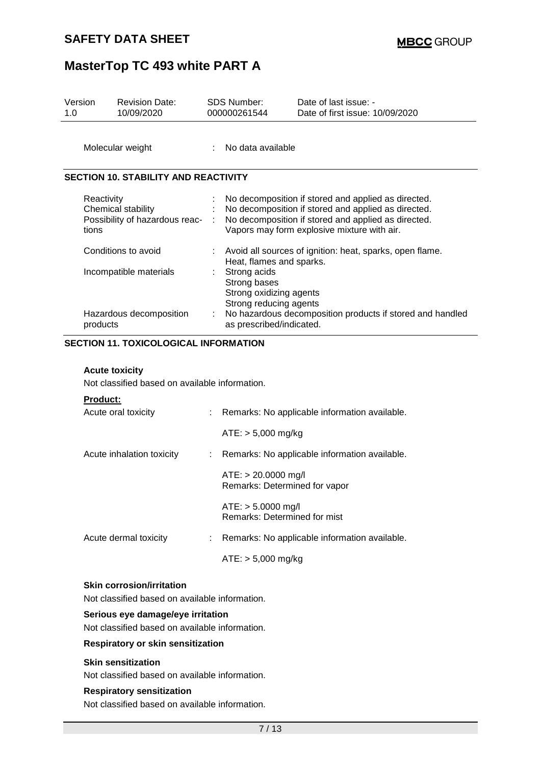Molecular weight : No data available

## SECTION 10. STABILITY AND REACTIVITY

| | | |
|---|---|---|
| Reactivity | : | No decomposition if stored and applied as directed. |
| Chemical stability | : | No decomposition if stored and applied as directed. |
| Possibility of hazardous reactions | : | No decomposition if stored and applied as directed.<br>Vapors may form explosive mixture with air. |
| Conditions to avoid | : | Avoid all sources of ignition: heat, sparks, open flame.<br>Heat, flames and sparks. |
| Incompatible materials | : | Strong acids<br>Strong bases<br>Strong oxidizing agents<br>Strong reducing agents |
| Hazardous decomposition products | : | No hazardous decomposition products if stored and handled as prescribed/indicated. |

## SECTION 11. TOXICOLOGICAL INFORMATION

**Acute toxicity**

Not classified based on available information.

**Product:**

| | | |
|---|---|---|
| Acute oral toxicity | : | Remarks: No applicable information available.<br><br>ATE: > 5,000 mg/kg |
| Acute inhalation toxicity | : | Remarks: No applicable information available.<br><br>ATE: > 20.0000 mg/l<br>Remarks: Determined for vapor<br><br>ATE: > 5.0000 mg/l<br>Remarks: Determined for mist |
| Acute dermal toxicity | : | Remarks: No applicable information available.<br><br>ATE: > 5,000 mg/kg |

**Skin corrosion/irritation**

Not classified based on available information.

**Serious eye damage/eye irritation**

Not classified based on available information.

**Respiratory or skin sensitization**

**Skin sensitization**

Not classified based on available information.

**Respiratory sensitization**

Not classified based on available information.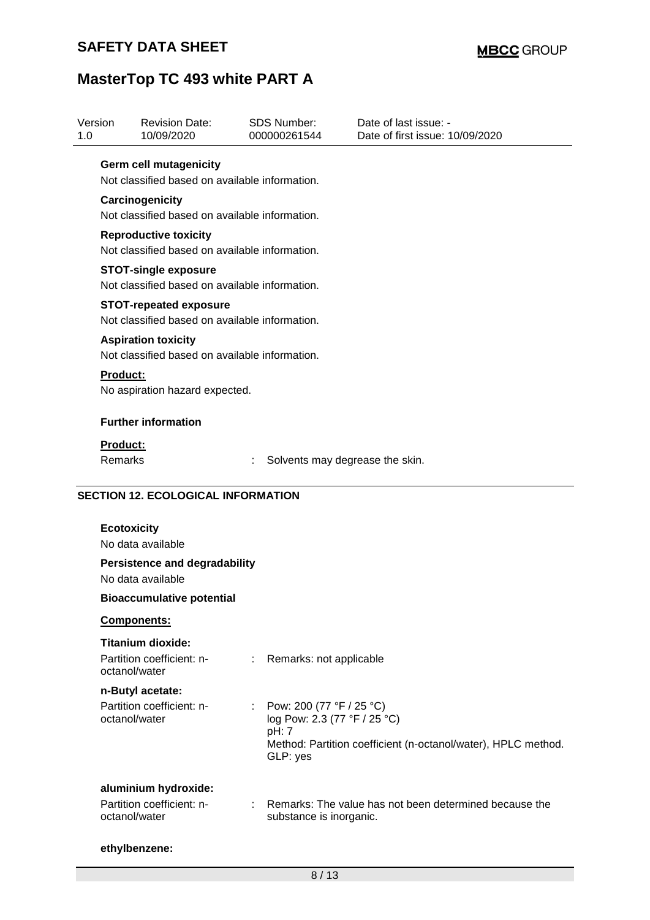**Germ cell mutagenicity**

Not classified based on available information.

**Carcinogenicity**

Not classified based on available information.

**Reproductive toxicity**

Not classified based on available information.

**STOT-single exposure**

Not classified based on available information.

**STOT-repeated exposure**

Not classified based on available information.

**Aspiration toxicity**

Not classified based on available information.

**Product:**

No aspiration hazard expected.

**Further information**

**Product:**

Remarks : Solvents may degrease the skin.

## SECTION 12. ECOLOGICAL INFORMATION

**Ecotoxicity**

No data available

**Persistence and degradability**

No data available

**Bioaccumulative potential**

**Components:**

**Titanium dioxide:**

Partition coefficient: n-octanol/water : Remarks: not applicable

**n-Butyl acetate:**

Partition coefficient: n-octanol/water : Pow: 200 (77 °F / 25 °C)
log Pow: 2.3 (77 °F / 25 °C)
pH: 7
Method: Partition coefficient (n-octanol/water), HPLC method.
GLP: yes

**aluminium hydroxide:**

Partition coefficient: n-octanol/water : Remarks: The value has not been determined because the substance is inorganic.

**ethylbenzene:**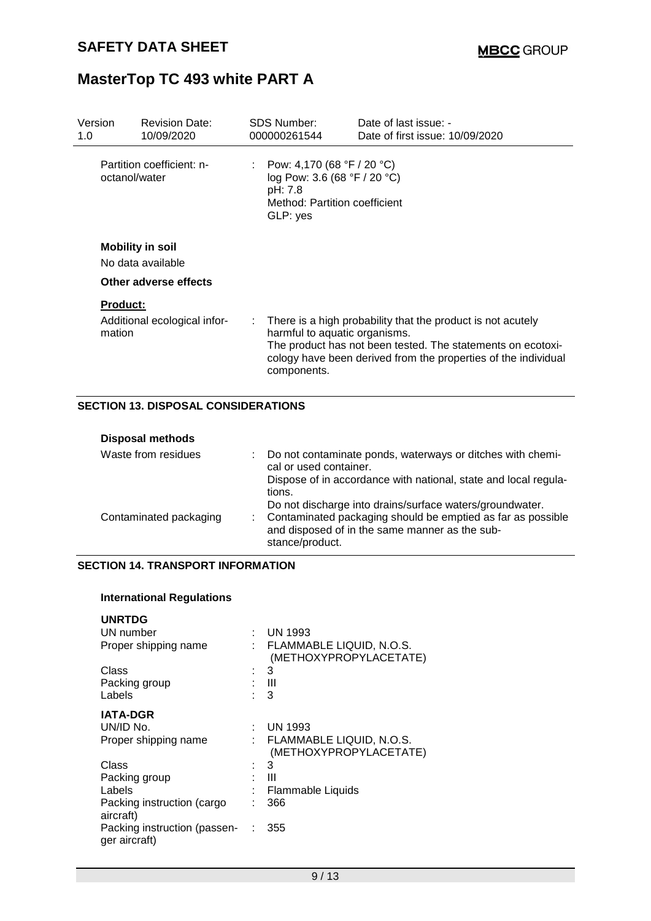| Partition coefficient: n-octanol/water | : | Pow: 4,170 (68 °F / 20 °C)<br>log Pow: 3.6 (68 °F / 20 °C)<br>pH: 7.8<br>Method: Partition coefficient<br>GLP: yes |
|---|---|---|

**Mobility in soil**

No data available

**Other adverse effects**

**Product:**

| Additional ecological information | : | There is a high probability that the product is not acutely harmful to aquatic organisms.<br>The product has not been tested. The statements on ecotoxicology have been derived from the properties of the individual components. |
|---|---|---|

## SECTION 13. DISPOSAL CONSIDERATIONS

**Disposal methods**

| Waste from residues | : | Do not contaminate ponds, waterways or ditches with chemical or used container.<br>Dispose of in accordance with national, state and local regulations.<br>Do not discharge into drains/surface waters/groundwater. |
|---|---|---|
| Contaminated packaging | : | Contaminated packaging should be emptied as far as possible and disposed of in the same manner as the substance/product. |

## SECTION 14. TRANSPORT INFORMATION

**International Regulations**

**UNRTDG**

| UN number | : | UN 1993 |
|---|---|---|
| Proper shipping name | : | FLAMMABLE LIQUID, N.O.S. (METHOXYPROPYLACETATE) |
| Class | : | 3 |
| Packing group | : | III |
| Labels | : | 3 |

**IATA-DGR**

| UN/ID No. | : | UN 1993 |
|---|---|---|
| Proper shipping name | : | FLAMMABLE LIQUID, N.O.S. (METHOXYPROPYLACETATE) |
| Class | : | 3 |
| Packing group | : | III |
| Labels | : | Flammable Liquids |
| Packing instruction (cargo aircraft) | : | 366 |
| Packing instruction (passenger aircraft) | : | 355 |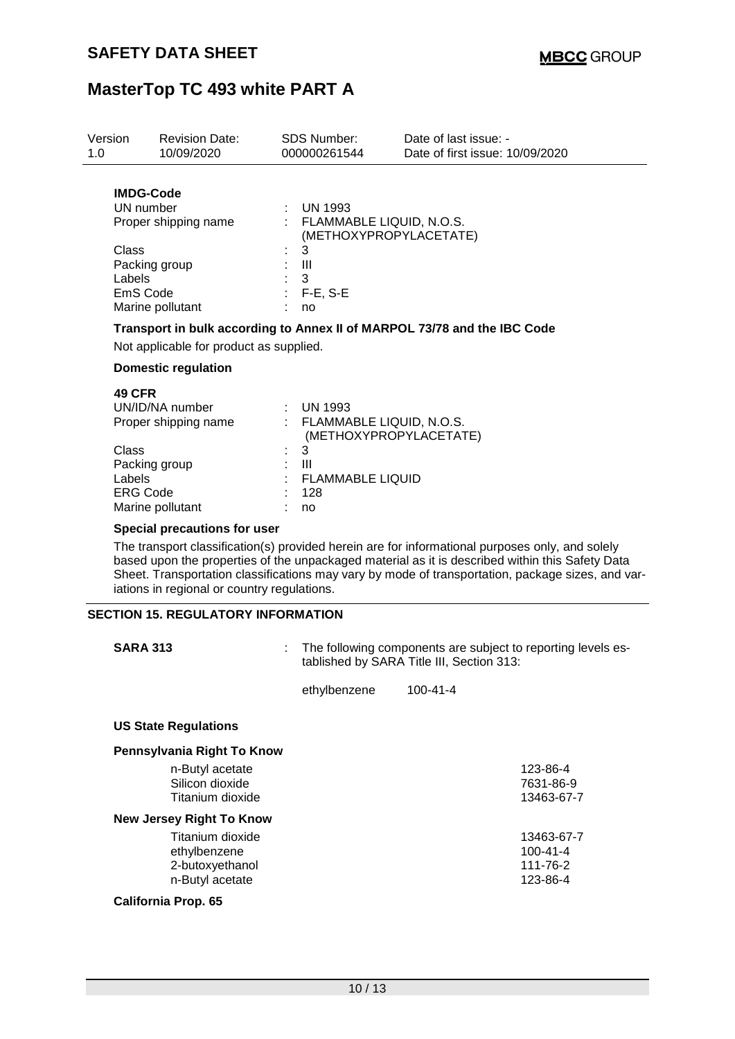**IMDG-Code**

| | | |
|---|---|---|
| UN number | : | UN 1993 |
| Proper shipping name | : | FLAMMABLE LIQUID, N.O.S. (METHOXYPROPYLACETATE) |
| Class | : | 3 |
| Packing group | : | III |
| Labels | : | 3 |
| EmS Code | : | F-E, S-E |
| Marine pollutant | : | no |

**Transport in bulk according to Annex II of MARPOL 73/78 and the IBC Code**

Not applicable for product as supplied.

**Domestic regulation**

**49 CFR**

| | | |
|---|---|---|
| UN/ID/NA number | : | UN 1993 |
| Proper shipping name | : | FLAMMABLE LIQUID, N.O.S. (METHOXYPROPYLACETATE) |
| Class | : | 3 |
| Packing group | : | III |
| Labels | : | FLAMMABLE LIQUID |
| ERG Code | : | 128 |
| Marine pollutant | : | no |

**Special precautions for user**

The transport classification(s) provided herein are for informational purposes only, and solely based upon the properties of the unpackaged material as it is described within this Safety Data Sheet. Transportation classifications may vary by mode of transportation, package sizes, and variations in regional or country regulations.

## SECTION 15. REGULATORY INFORMATION

**SARA 313** : The following components are subject to reporting levels established by SARA Title III, Section 313:

| | |
|---|---|
| ethylbenzene | 100-41-4 |

**US State Regulations**

**Pennsylvania Right To Know**

| | |
|---|---|
| n-Butyl acetate | 123-86-4 |
| Silicon dioxide | 7631-86-9 |
| Titanium dioxide | 13463-67-7 |

**New Jersey Right To Know**

| | |
|---|---|
| Titanium dioxide | 13463-67-7 |
| ethylbenzene | 100-41-4 |
| 2-butoxyethanol | 111-76-2 |
| n-Butyl acetate | 123-86-4 |

**California Prop. 65**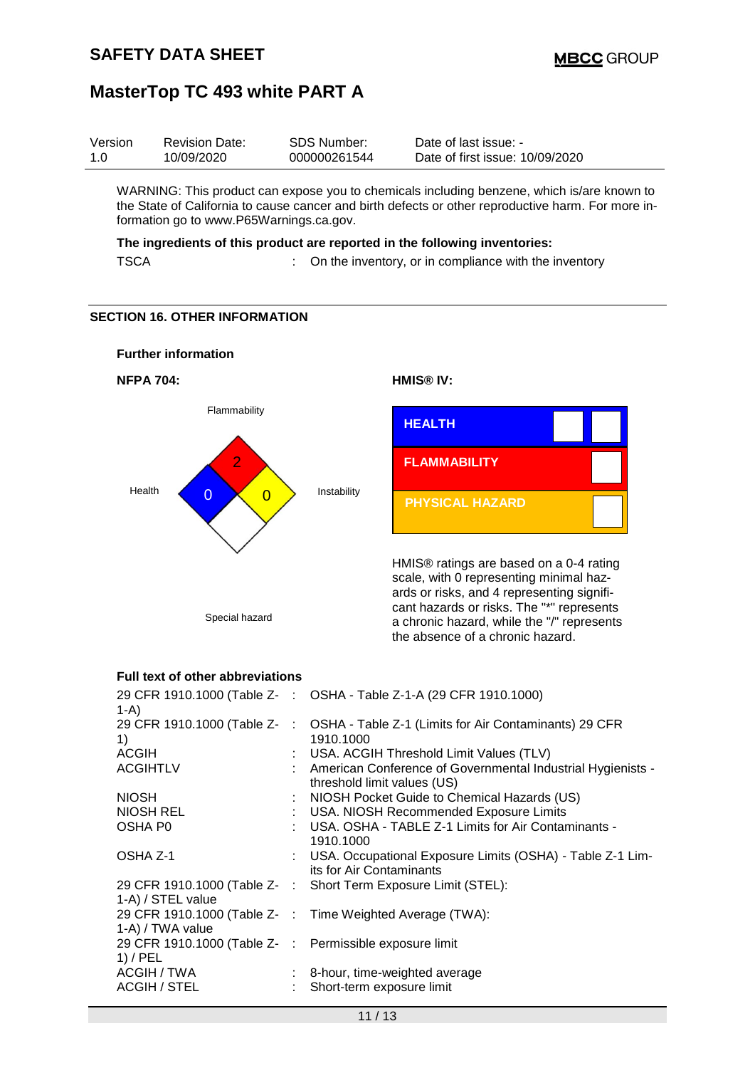| Version | Revision Date: | SDS Number: | Date of last issue: - |
|---|---|---|---|
| 1.0 | 10/09/2020 | 000000261544 | Date of first issue: 10/09/2020 |

WARNING: This product can expose you to chemicals including benzene, which is/are known to the State of California to cause cancer and birth defects or other reproductive harm. For more information go to www.P65Warnings.ca.gov.

**The ingredients of this product are reported in the following inventories:**

TSCA : On the inventory, or in compliance with the inventory

## SECTION 16. OTHER INFORMATION

**Further information**

**NFPA 704:**

Flammability: 2
Health: 0
Instability: 0
Special hazard

**HMIS® IV:**

| HEALTH | |
|---|---|
| FLAMMABILITY | |
| PHYSICAL HAZARD | |

HMIS® ratings are based on a 0-4 rating scale, with 0 representing minimal hazards or risks, and 4 representing significant hazards or risks. The "*" represents a chronic hazard, while the "/" represents the absence of a chronic hazard.

**Full text of other abbreviations**

| | | |
|---|---|---|
| 29 CFR 1910.1000 (Table Z-1-A) | : | OSHA - Table Z-1-A (29 CFR 1910.1000) |
| 29 CFR 1910.1000 (Table Z-1) | : | OSHA - Table Z-1 (Limits for Air Contaminants) 29 CFR 1910.1000 |
| ACGIH | : | USA. ACGIH Threshold Limit Values (TLV) |
| ACGIHTLV | : | American Conference of Governmental Industrial Hygienists - threshold limit values (US) |
| NIOSH | : | NIOSH Pocket Guide to Chemical Hazards (US) |
| NIOSH REL | : | USA. NIOSH Recommended Exposure Limits |
| OSHA P0 | : | USA. OSHA - TABLE Z-1 Limits for Air Contaminants - 1910.1000 |
| OSHA Z-1 | : | USA. Occupational Exposure Limits (OSHA) - Table Z-1 Limits for Air Contaminants |
| 29 CFR 1910.1000 (Table Z-1-A) / STEL value | : | Short Term Exposure Limit (STEL): |
| 29 CFR 1910.1000 (Table Z-1-A) / TWA value | : | Time Weighted Average (TWA): |
| 29 CFR 1910.1000 (Table Z-1) / PEL | : | Permissible exposure limit |
| ACGIH / TWA | : | 8-hour, time-weighted average |
| ACGIH / STEL | : | Short-term exposure limit |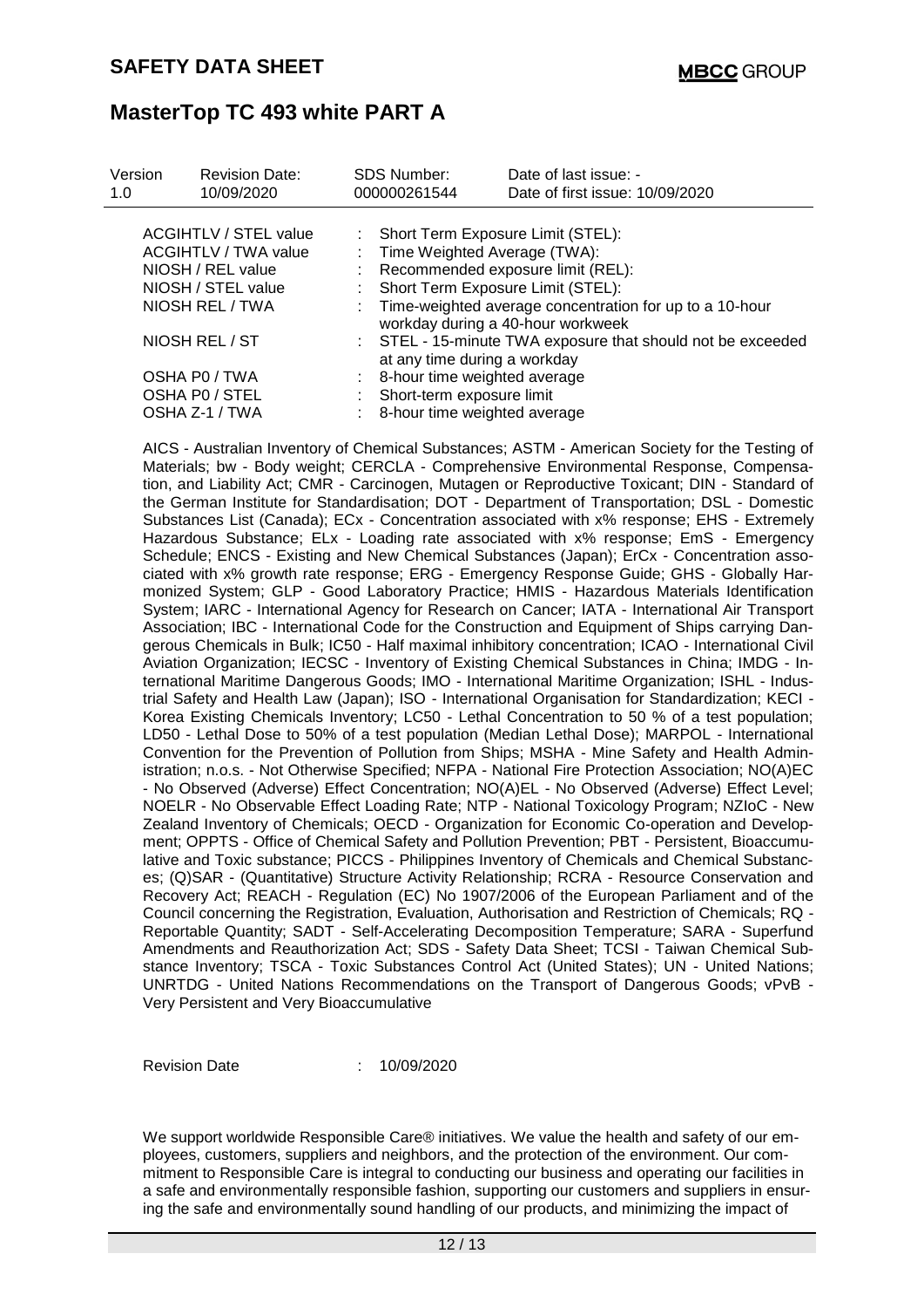| Version 1.0 | Revision Date: 10/09/2020 | SDS Number: 000000261544 | Date of last issue: - Date of first issue: 10/09/2020 |
|---|---|---|---|

| | | |
|---|---|---|
| ACGIHTLV / STEL value | : | Short Term Exposure Limit (STEL): |
| ACGIHTLV / TWA value | : | Time Weighted Average (TWA): |
| NIOSH / REL value | : | Recommended exposure limit (REL): |
| NIOSH / STEL value | : | Short Term Exposure Limit (STEL): |
| NIOSH REL / TWA | : | Time-weighted average concentration for up to a 10-hour workday during a 40-hour workweek |
| NIOSH REL / ST | : | STEL - 15-minute TWA exposure that should not be exceeded at any time during a workday |
| OSHA P0 / TWA | : | 8-hour time weighted average |
| OSHA P0 / STEL | : | Short-term exposure limit |
| OSHA Z-1 / TWA | : | 8-hour time weighted average |

AICS - Australian Inventory of Chemical Substances; ASTM - American Society for the Testing of Materials; bw - Body weight; CERCLA - Comprehensive Environmental Response, Compensation, and Liability Act; CMR - Carcinogen, Mutagen or Reproductive Toxicant; DIN - Standard of the German Institute for Standardisation; DOT - Department of Transportation; DSL - Domestic Substances List (Canada); ECx - Concentration associated with x% response; EHS - Extremely Hazardous Substance; ELx - Loading rate associated with x% response; EmS - Emergency Schedule; ENCS - Existing and New Chemical Substances (Japan); ErCx - Concentration associated with x% growth rate response; ERG - Emergency Response Guide; GHS - Globally Harmonized System; GLP - Good Laboratory Practice; HMIS - Hazardous Materials Identification System; IARC - International Agency for Research on Cancer; IATA - International Air Transport Association; IBC - International Code for the Construction and Equipment of Ships carrying Dangerous Chemicals in Bulk; IC50 - Half maximal inhibitory concentration; ICAO - International Civil Aviation Organization; IECSC - Inventory of Existing Chemical Substances in China; IMDG - International Maritime Dangerous Goods; IMO - International Maritime Organization; ISHL - Industrial Safety and Health Law (Japan); ISO - International Organisation for Standardization; KECI - Korea Existing Chemicals Inventory; LC50 - Lethal Concentration to 50 % of a test population; LD50 - Lethal Dose to 50% of a test population (Median Lethal Dose); MARPOL - International Convention for the Prevention of Pollution from Ships; MSHA - Mine Safety and Health Administration; n.o.s. - Not Otherwise Specified; NFPA - National Fire Protection Association; NO(A)EC - No Observed (Adverse) Effect Concentration; NO(A)EL - No Observed (Adverse) Effect Level; NOELR - No Observable Effect Loading Rate; NTP - National Toxicology Program; NZIoC - New Zealand Inventory of Chemicals; OECD - Organization for Economic Co-operation and Development; OPPTS - Office of Chemical Safety and Pollution Prevention; PBT - Persistent, Bioaccumulative and Toxic substance; PICCS - Philippines Inventory of Chemicals and Chemical Substances; (Q)SAR - (Quantitative) Structure Activity Relationship; RCRA - Resource Conservation and Recovery Act; REACH - Regulation (EC) No 1907/2006 of the European Parliament and of the Council concerning the Registration, Evaluation, Authorisation and Restriction of Chemicals; RQ - Reportable Quantity; SADT - Self-Accelerating Decomposition Temperature; SARA - Superfund Amendments and Reauthorization Act; SDS - Safety Data Sheet; TCSI - Taiwan Chemical Substance Inventory; TSCA - Toxic Substances Control Act (United States); UN - United Nations; UNRTDG - United Nations Recommendations on the Transport of Dangerous Goods; vPvB - Very Persistent and Very Bioaccumulative

Revision Date : 10/09/2020

We support worldwide Responsible Care® initiatives. We value the health and safety of our employees, customers, suppliers and neighbors, and the protection of the environment. Our commitment to Responsible Care is integral to conducting our business and operating our facilities in a safe and environmentally responsible fashion, supporting our customers and suppliers in ensuring the safe and environmentally sound handling of our products, and minimizing the impact of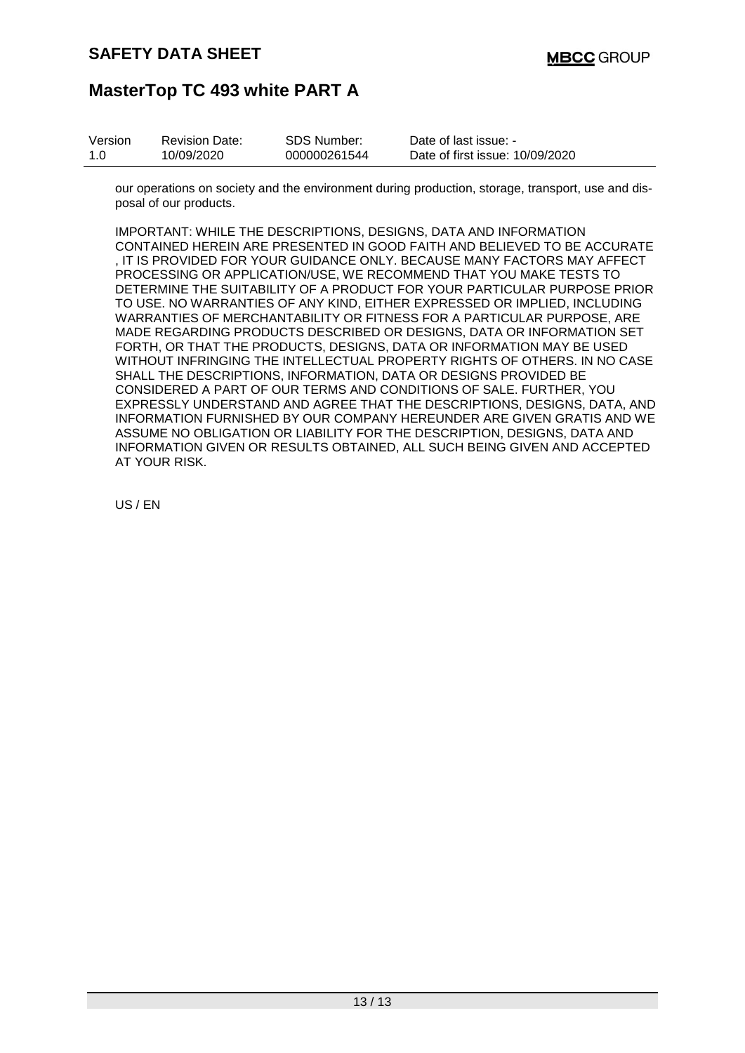our operations on society and the environment during production, storage, transport, use and disposal of our products.

IMPORTANT: WHILE THE DESCRIPTIONS, DESIGNS, DATA AND INFORMATION CONTAINED HEREIN ARE PRESENTED IN GOOD FAITH AND BELIEVED TO BE ACCURATE , IT IS PROVIDED FOR YOUR GUIDANCE ONLY. BECAUSE MANY FACTORS MAY AFFECT PROCESSING OR APPLICATION/USE, WE RECOMMEND THAT YOU MAKE TESTS TO DETERMINE THE SUITABILITY OF A PRODUCT FOR YOUR PARTICULAR PURPOSE PRIOR TO USE. NO WARRANTIES OF ANY KIND, EITHER EXPRESSED OR IMPLIED, INCLUDING WARRANTIES OF MERCHANTABILITY OR FITNESS FOR A PARTICULAR PURPOSE, ARE MADE REGARDING PRODUCTS DESCRIBED OR DESIGNS, DATA OR INFORMATION SET FORTH, OR THAT THE PRODUCTS, DESIGNS, DATA OR INFORMATION MAY BE USED WITHOUT INFRINGING THE INTELLECTUAL PROPERTY RIGHTS OF OTHERS. IN NO CASE SHALL THE DESCRIPTIONS, INFORMATION, DATA OR DESIGNS PROVIDED BE CONSIDERED A PART OF OUR TERMS AND CONDITIONS OF SALE. FURTHER, YOU EXPRESSLY UNDERSTAND AND AGREE THAT THE DESCRIPTIONS, DESIGNS, DATA, AND INFORMATION FURNISHED BY OUR COMPANY HEREUNDER ARE GIVEN GRATIS AND WE ASSUME NO OBLIGATION OR LIABILITY FOR THE DESCRIPTION, DESIGNS, DATA AND INFORMATION GIVEN OR RESULTS OBTAINED, ALL SUCH BEING GIVEN AND ACCEPTED AT YOUR RISK.

US / EN